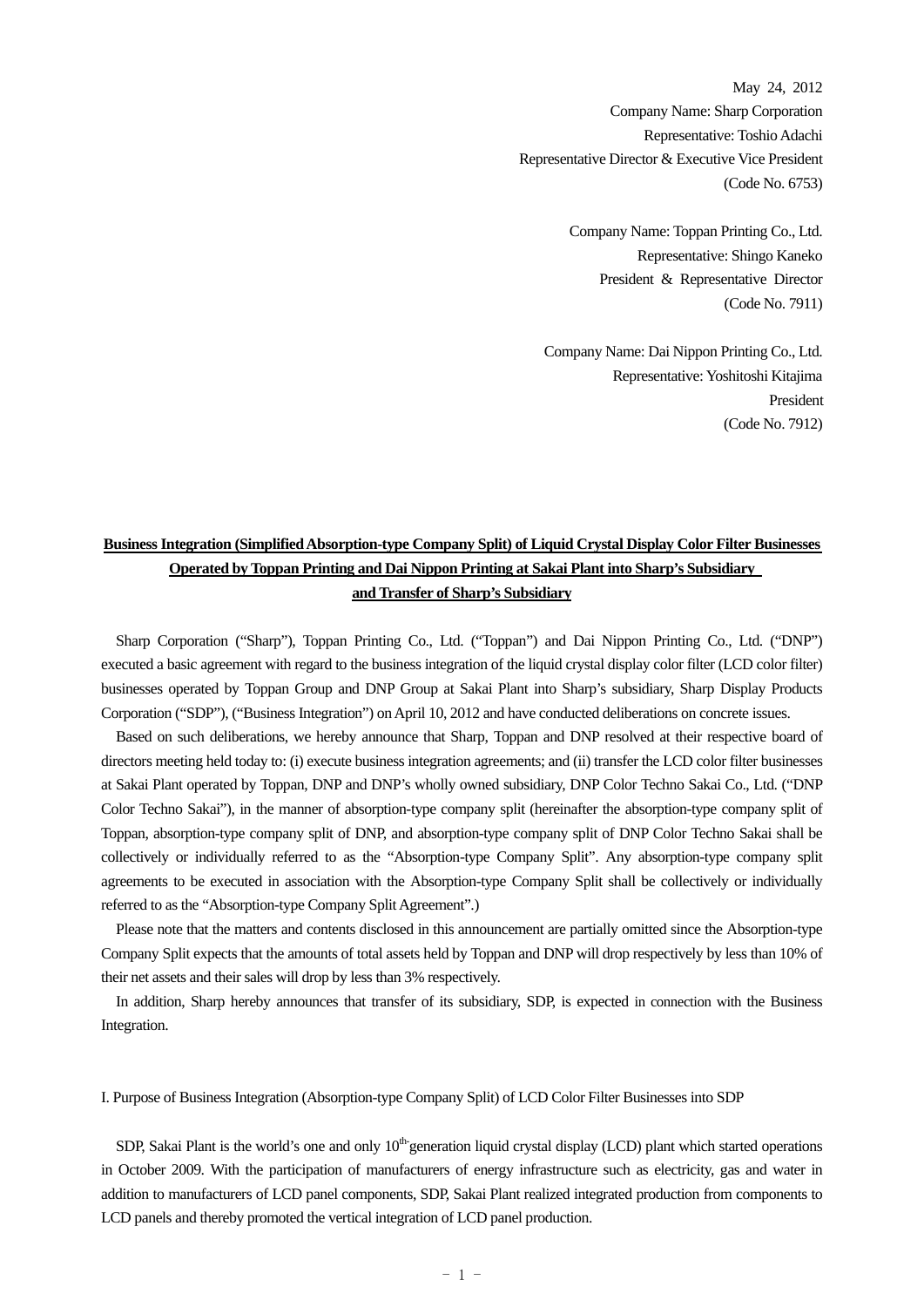May 24, 2012

Company Name: Sharp Corporation

Representative: Toshio Adachi

Representative Director & Executive Vice President

(Code No. 6753)

Company Name: Toppan Printing Co., Ltd.

Representative: Shingo Kaneko

President & Representative Director

(Code No. 7911)

Company Name: Dai Nippon Printing Co., Ltd.

Representative: Yoshitoshi Kitajima

President

(Code No. 7912)

**Business Integration (Simplified Absorption-type Company Split) of Liquid Crystal Display Color Filter Businesses Operated by Toppan Printing and Dai Nippon Printing at Sakai Plant into Sharp's Subsidiary and Transfer of Sharp's Subsidiary**

Sharp Corporation ("Sharp"), Toppan Printing Co., Ltd. ("Toppan") and Dai Nippon Printing Co., Ltd. ("DNP") executed a basic agreement with regard to the business integration of the liquid crystal display color filter (LCD color filter) businesses operated by Toppan Group and DNP Group at Sakai Plant into Sharp's subsidiary, Sharp Display Products Corporation ("SDP"), ("Business Integration") on April 10, 2012 and have conducted deliberations on concrete issues.

Based on such deliberations, we hereby announce that Sharp, Toppan and DNP resolved at their respective board of directors meeting held today to: (i) execute business integration agreements; and (ii) transfer the LCD color filter businesses at Sakai Plant operated by Toppan, DNP and DNP's wholly owned subsidiary, DNP Color Techno Sakai Co., Ltd. ("DNP Color Techno Sakai"), in the manner of absorption-type company split (hereinafter the absorption-type company split of Toppan, absorption-type company split of DNP, and absorption-type company split of DNP Color Techno Sakai shall be collectively or individually referred to as the "Absorption-type Company Split". Any absorption-type company split agreements to be executed in association with the Absorption-type Company Split shall be collectively or individually referred to as the "Absorption-type Company Split Agreement".)

Please note that the matters and contents disclosed in this announcement are partially omitted since the Absorption-type Company Split expects that the amounts of total assets held by Toppan and DNP will drop respectively by less than 10% of their net assets and their sales will drop by less than 3% respectively.

In addition, Sharp hereby announces that transfer of its subsidiary, SDP, is expected in connection with the Business Integration.

## I. Purpose of Business Integration (Absorption-type Company Split) of LCD Color Filter Businesses into SDP

SDP, Sakai Plant is the world's one and only 10th-generation liquid crystal display (LCD) plant which started operations in October 2009. With the participation of manufacturers of energy infrastructure such as electricity, gas and water in addition to manufacturers of LCD panel components, SDP, Sakai Plant realized integrated production from components to LCD panels and thereby promoted the vertical integration of LCD panel production.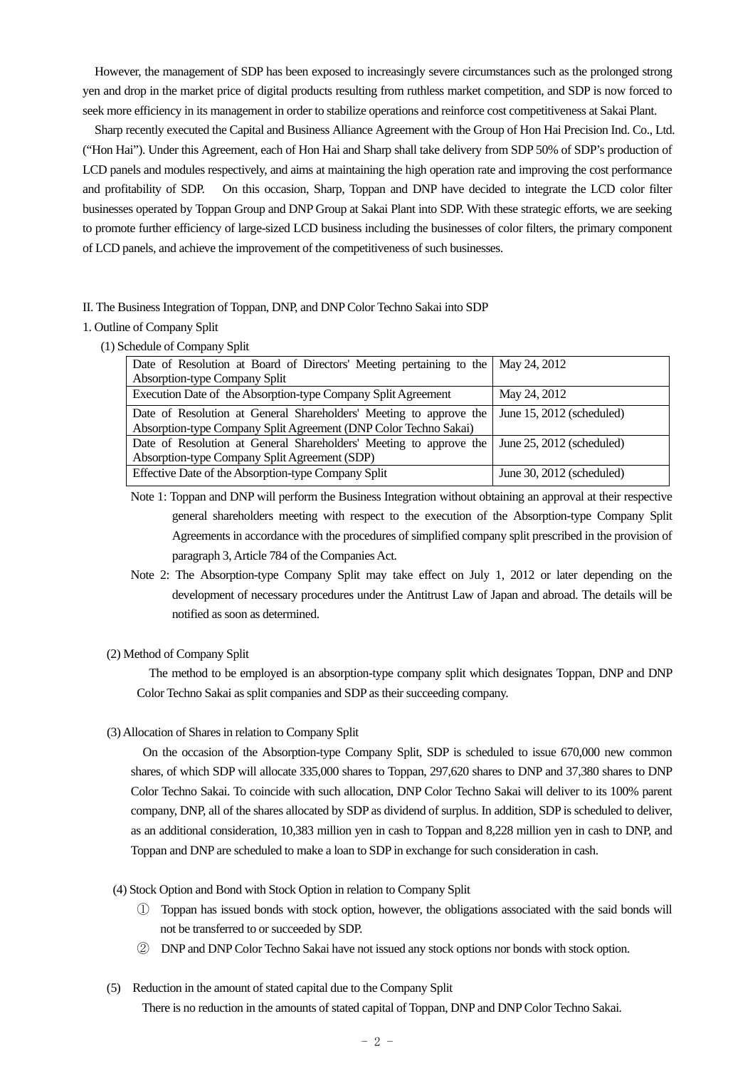However, the management of SDP has been exposed to increasingly severe circumstances such as the prolonged strong yen and drop in the market price of digital products resulting from ruthless market competition, and SDP is now forced to seek more efficiency in its management in order to stabilize operations and reinforce cost competitiveness at Sakai Plant.

Sharp recently executed the Capital and Business Alliance Agreement with the Group of Hon Hai Precision Ind. Co., Ltd. ("Hon Hai"). Under this Agreement, each of Hon Hai and Sharp shall take delivery from SDP 50% of SDP's production of LCD panels and modules respectively, and aims at maintaining the high operation rate and improving the cost performance and profitability of SDP. On this occasion, Sharp, Toppan and DNP have decided to integrate the LCD color filter businesses operated by Toppan Group and DNP Group at Sakai Plant into SDP. With these strategic efforts, we are seeking to promote further efficiency of large-sized LCD business including the businesses of color filters, the primary component of LCD panels, and achieve the improvement of the competitiveness of such businesses.

## II. The Business Integration of Toppan, DNP, and DNP Color Techno Sakai into SDP

### 1. Outline of Company Split

#### (1) Schedule of Company Split

| | |
|---|---|
| Date of Resolution at Board of Directors' Meeting pertaining to the Absorption-type Company Split | May 24, 2012 |
| Execution Date of the Absorption-type Company Split Agreement | May 24, 2012 |
| Date of Resolution at General Shareholders' Meeting to approve the Absorption-type Company Split Agreement (DNP Color Techno Sakai) | June 15, 2012 (scheduled) |
| Date of Resolution at General Shareholders' Meeting to approve the Absorption-type Company Split Agreement (SDP) | June 25, 2012 (scheduled) |
| Effective Date of the Absorption-type Company Split | June 30, 2012 (scheduled) |

Note 1: Toppan and DNP will perform the Business Integration without obtaining an approval at their respective general shareholders meeting with respect to the execution of the Absorption-type Company Split Agreements in accordance with the procedures of simplified company split prescribed in the provision of paragraph 3, Article 784 of the Companies Act.

Note 2: The Absorption-type Company Split may take effect on July 1, 2012 or later depending on the development of necessary procedures under the Antitrust Law of Japan and abroad. The details will be notified as soon as determined.

#### (2) Method of Company Split

The method to be employed is an absorption-type company split which designates Toppan, DNP and DNP Color Techno Sakai as split companies and SDP as their succeeding company.

#### (3) Allocation of Shares in relation to Company Split

On the occasion of the Absorption-type Company Split, SDP is scheduled to issue 670,000 new common shares, of which SDP will allocate 335,000 shares to Toppan, 297,620 shares to DNP and 37,380 shares to DNP Color Techno Sakai. To coincide with such allocation, DNP Color Techno Sakai will deliver to its 100% parent company, DNP, all of the shares allocated by SDP as dividend of surplus. In addition, SDP is scheduled to deliver, as an additional consideration, 10,383 million yen in cash to Toppan and 8,228 million yen in cash to DNP, and Toppan and DNP are scheduled to make a loan to SDP in exchange for such consideration in cash.

#### (4) Stock Option and Bond with Stock Option in relation to Company Split

① Toppan has issued bonds with stock option, however, the obligations associated with the said bonds will not be transferred to or succeeded by SDP.

② DNP and DNP Color Techno Sakai have not issued any stock options nor bonds with stock option.

#### (5) Reduction in the amount of stated capital due to the Company Split

There is no reduction in the amounts of stated capital of Toppan, DNP and DNP Color Techno Sakai.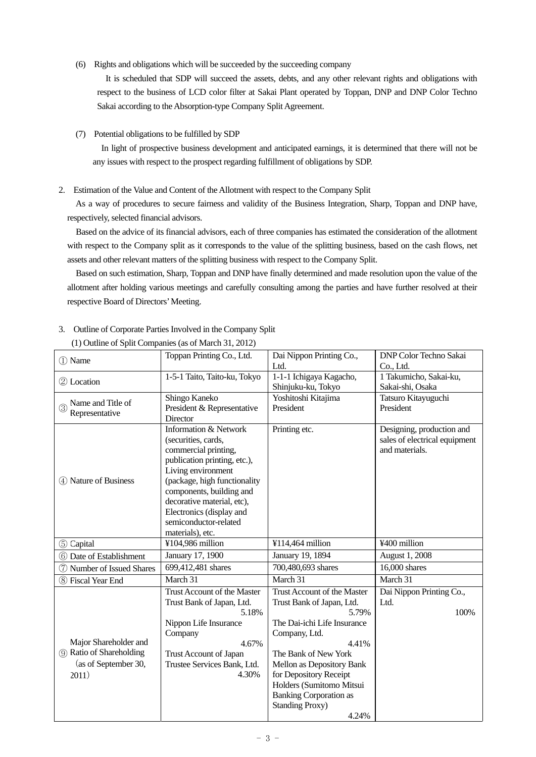(6) Rights and obligations which will be succeeded by the succeeding company

It is scheduled that SDP will succeed the assets, debts, and any other relevant rights and obligations with respect to the business of LCD color filter at Sakai Plant operated by Toppan, DNP and DNP Color Techno Sakai according to the Absorption-type Company Split Agreement.

(7) Potential obligations to be fulfilled by SDP

In light of prospective business development and anticipated earnings, it is determined that there will not be any issues with respect to the prospect regarding fulfillment of obligations by SDP.

2. Estimation of the Value and Content of the Allotment with respect to the Company Split

As a way of procedures to secure fairness and validity of the Business Integration, Sharp, Toppan and DNP have, respectively, selected financial advisors.

Based on the advice of its financial advisors, each of three companies has estimated the consideration of the allotment with respect to the Company split as it corresponds to the value of the splitting business, based on the cash flows, net assets and other relevant matters of the splitting business with respect to the Company Split.

Based on such estimation, Sharp, Toppan and DNP have finally determined and made resolution upon the value of the allotment after holding various meetings and carefully consulting among the parties and have further resolved at their respective Board of Directors' Meeting.

3. Outline of Corporate Parties Involved in the Company Split

(1) Outline of Split Companies (as of March 31, 2012)

| | | | |
|---|---|---|---|
| ① Name | Toppan Printing Co., Ltd. | Dai Nippon Printing Co., Ltd. | DNP Color Techno Sakai Co., Ltd. |
| ② Location | 1-5-1 Taito, Taito-ku, Tokyo | 1-1-1 Ichigaya Kagacho, Shinjuku-ku, Tokyo | 1 Takumicho, Sakai-ku, Sakai-shi, Osaka |
| ③ Name and Title of Representative | Shingo Kaneko<br>President & Representative Director | Yoshitoshi Kitajima<br>President | Tatsuro Kitayuguchi<br>President |
| ④ Nature of Business | Information & Network (securities, cards, commercial printing, publication printing, etc.), Living environment (package, high functionality components, building and decorative material, etc), Electronics (display and semiconductor-related materials), etc. | Printing etc. | Designing, production and sales of electrical equipment and materials. |
| ⑤ Capital | ¥104,986 million | ¥114,464 million | ¥400 million |
| ⑥ Date of Establishment | January 17, 1900 | January 19, 1894 | August 1, 2008 |
| ⑦ Number of Issued Shares | 699,412,481 shares | 700,480,693 shares | 16,000 shares |
| ⑧ Fiscal Year End | March 31 | March 31 | March 31 |
| ⑨ Major Shareholder and Ratio of Shareholding (as of September 30, 2011) | Trust Account of the Master Trust Bank of Japan, Ltd. 5.18%<br>Nippon Life Insurance Company 4.67%<br>Trust Account of Japan Trustee Services Bank, Ltd. 4.30% | Trust Account of the Master Trust Bank of Japan, Ltd. 5.79%<br>The Dai-ichi Life Insurance Company, Ltd. 4.41%<br>The Bank of New York Mellon as Depository Bank for Depository Receipt Holders (Sumitomo Mitsui Banking Corporation as Standing Proxy) 4.24% | Dai Nippon Printing Co., Ltd. 100% |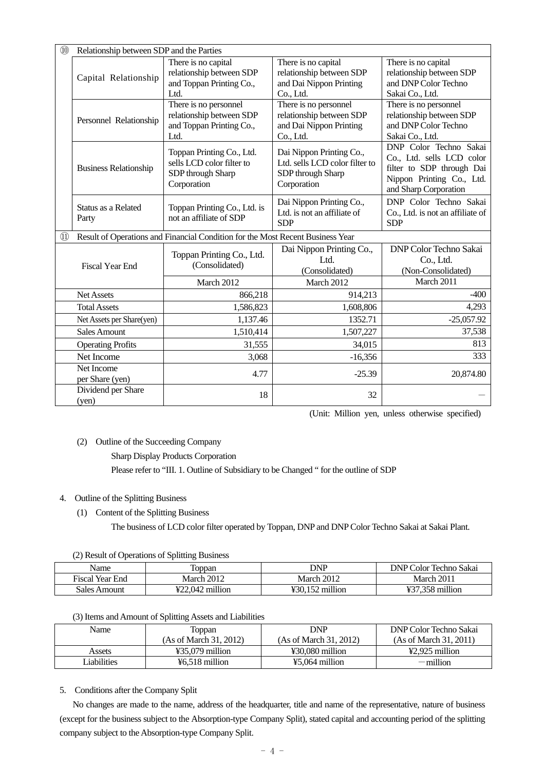| ⑩ Relationship between SDP and the Parties | | | |
|---|---|---|---|
| Capital Relationship | There is no capital relationship between SDP and Toppan Printing Co., Ltd. | There is no capital relationship between SDP and Dai Nippon Printing Co., Ltd. | There is no capital relationship between SDP and DNP Color Techno Sakai Co., Ltd. |
| Personnel Relationship | There is no personnel relationship between SDP and Toppan Printing Co., Ltd. | There is no personnel relationship between SDP and Dai Nippon Printing Co., Ltd. | There is no personnel relationship between SDP and DNP Color Techno Sakai Co., Ltd. |
| Business Relationship | Toppan Printing Co., Ltd. sells LCD color filter to SDP through Sharp Corporation | Dai Nippon Printing Co., Ltd. sells LCD color filter to SDP through Sharp Corporation | DNP Color Techno Sakai Co., Ltd. sells LCD color filter to SDP through Dai Nippon Printing Co., Ltd. and Sharp Corporation |
| Status as a Related Party | Toppan Printing Co., Ltd. is not an affiliate of SDP | Dai Nippon Printing Co., Ltd. is not an affiliate of SDP | DNP Color Techno Sakai Co., Ltd. is not an affiliate of SDP |

| ⑪ Result of Operations and Financial Condition for the Most Recent Business Year | | | |
|---|---|---|---|
| Fiscal Year End | Toppan Printing Co., Ltd. (Consolidated) | Dai Nippon Printing Co., Ltd. (Consolidated) | DNP Color Techno Sakai Co., Ltd. (Non-Consolidated) |
| | March 2012 | March 2012 | March 2011 |
| Net Assets | 866,218 | 914,213 | -400 |
| Total Assets | 1,586,823 | 1,608,806 | 4,293 |
| Net Assets per Share(yen) | 1,137.46 | 1352.71 | -25,057.92 |
| Sales Amount | 1,510,414 | 1,507,227 | 37,538 |
| Operating Profits | 31,555 | 34,015 | 813 |
| Net Income | 3,068 | -16,356 | 333 |
| Net Income per Share (yen) | 4.77 | -25.39 | 20,874.80 |
| Dividend per Share (yen) | 18 | 32 | — |

(Unit: Million yen, unless otherwise specified)

(2) Outline of the Succeeding Company

Sharp Display Products Corporation

Please refer to "III. 1. Outline of Subsidiary to be Changed " for the outline of SDP

4. Outline of the Splitting Business

(1) Content of the Splitting Business

The business of LCD color filter operated by Toppan, DNP and DNP Color Techno Sakai at Sakai Plant.

(2) Result of Operations of Splitting Business

| Name | Toppan | DNP | DNP Color Techno Sakai |
|---|---|---|---|
| Fiscal Year End | March 2012 | March 2012 | March 2011 |
| Sales Amount | ¥22,042 million | ¥30,152 million | ¥37,358 million |

(3) Items and Amount of Splitting Assets and Liabilities

| Name | Toppan (As of March 31, 2012) | DNP (As of March 31, 2012) | DNP Color Techno Sakai (As of March 31, 2011) |
|---|---|---|---|
| Assets | ¥35,079 million | ¥30,080 million | ¥2,925 million |
| Liabilities | ¥6,518 million | ¥5,064 million | －million |

5. Conditions after the Company Split

No changes are made to the name, address of the headquarter, title and name of the representative, nature of business (except for the business subject to the Absorption-type Company Split), stated capital and accounting period of the splitting company subject to the Absorption-type Company Split.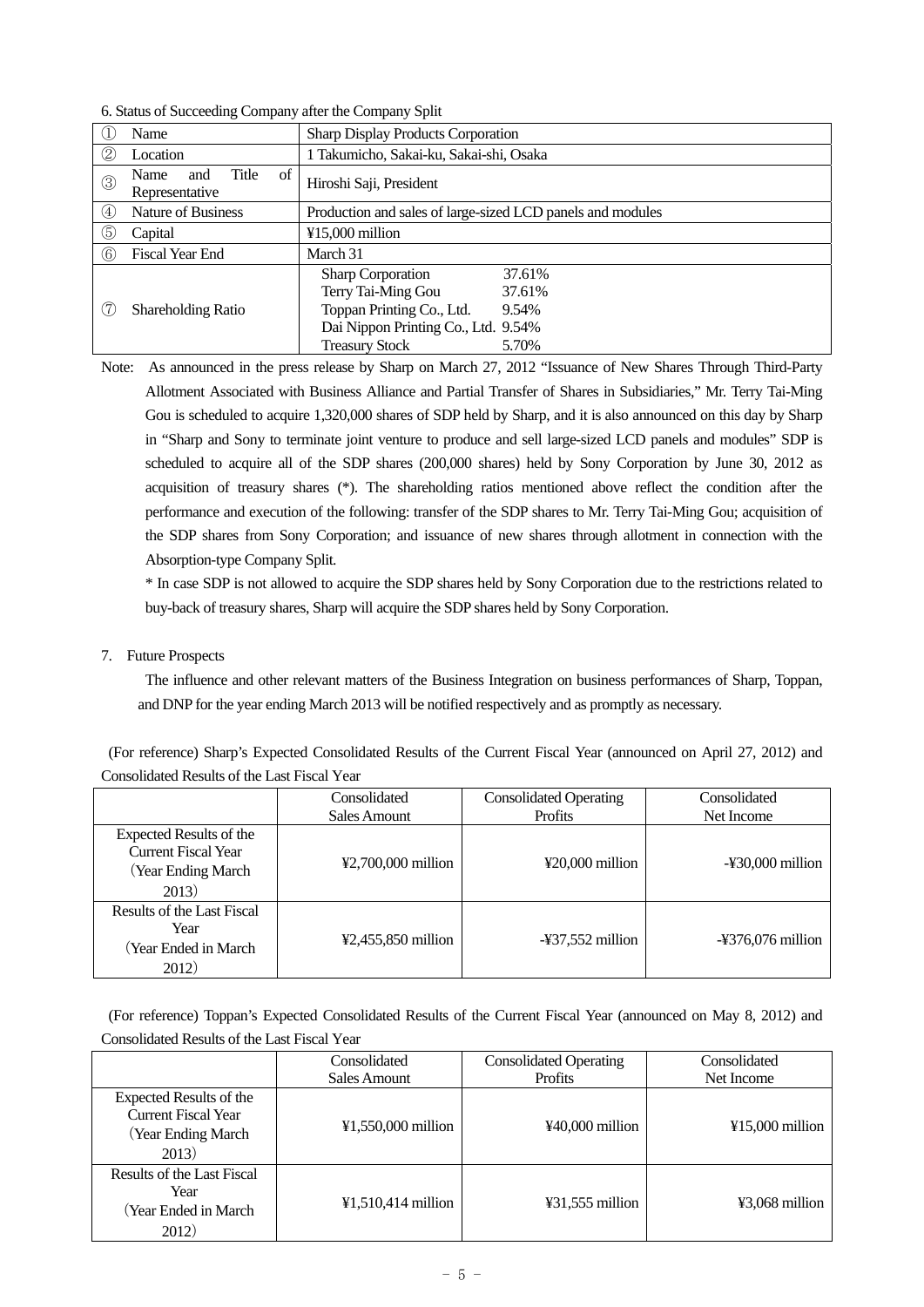6. Status of Succeeding Company after the Company Split

| | |
|---|---|
| ① Name | Sharp Display Products Corporation |
| ② Location | 1 Takumicho, Sakai-ku, Sakai-shi, Osaka |
| ③ Name and Title of Representative | Hiroshi Saji, President |
| ④ Nature of Business | Production and sales of large-sized LCD panels and modules |
| ⑤ Capital | ¥15,000 million |
| ⑥ Fiscal Year End | March 31 |
| ⑦ Shareholding Ratio | Sharp Corporation 37.61%<br>Terry Tai-Ming Gou 37.61%<br>Toppan Printing Co., Ltd. 9.54%<br>Dai Nippon Printing Co., Ltd. 9.54%<br>Treasury Stock 5.70% |

Note: As announced in the press release by Sharp on March 27, 2012 "Issuance of New Shares Through Third-Party Allotment Associated with Business Alliance and Partial Transfer of Shares in Subsidiaries," Mr. Terry Tai-Ming Gou is scheduled to acquire 1,320,000 shares of SDP held by Sharp, and it is also announced on this day by Sharp in "Sharp and Sony to terminate joint venture to produce and sell large-sized LCD panels and modules" SDP is scheduled to acquire all of the SDP shares (200,000 shares) held by Sony Corporation by June 30, 2012 as acquisition of treasury shares (*). The shareholding ratios mentioned above reflect the condition after the performance and execution of the following: transfer of the SDP shares to Mr. Terry Tai-Ming Gou; acquisition of the SDP shares from Sony Corporation; and issuance of new shares through allotment in connection with the Absorption-type Company Split.

\* In case SDP is not allowed to acquire the SDP shares held by Sony Corporation due to the restrictions related to buy-back of treasury shares, Sharp will acquire the SDP shares held by Sony Corporation.

7. Future Prospects

The influence and other relevant matters of the Business Integration on business performances of Sharp, Toppan, and DNP for the year ending March 2013 will be notified respectively and as promptly as necessary.

(For reference) Sharp's Expected Consolidated Results of the Current Fiscal Year (announced on April 27, 2012) and Consolidated Results of the Last Fiscal Year

| | Consolidated Sales Amount | Consolidated Operating Profits | Consolidated Net Income |
|---|---|---|---|
| Expected Results of the Current Fiscal Year (Year Ending March 2013) | ¥2,700,000 million | ¥20,000 million | -¥30,000 million |
| Results of the Last Fiscal Year (Year Ended in March 2012) | ¥2,455,850 million | -¥37,552 million | -¥376,076 million |

(For reference) Toppan's Expected Consolidated Results of the Current Fiscal Year (announced on May 8, 2012) and Consolidated Results of the Last Fiscal Year

| | Consolidated Sales Amount | Consolidated Operating Profits | Consolidated Net Income |
|---|---|---|---|
| Expected Results of the Current Fiscal Year (Year Ending March 2013) | ¥1,550,000 million | ¥40,000 million | ¥15,000 million |
| Results of the Last Fiscal Year (Year Ended in March 2012) | ¥1,510,414 million | ¥31,555 million | ¥3,068 million |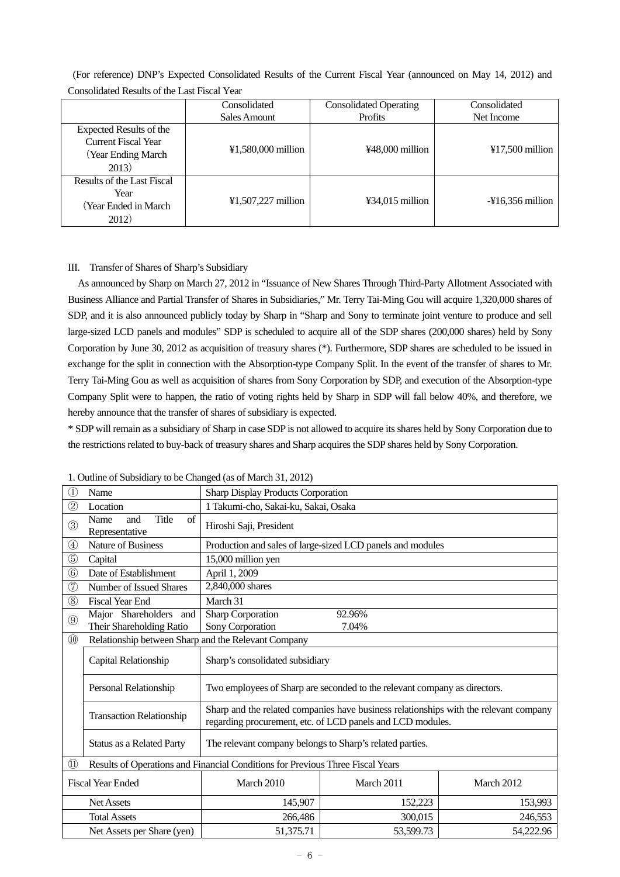(For reference) DNP's Expected Consolidated Results of the Current Fiscal Year (announced on May 14, 2012) and Consolidated Results of the Last Fiscal Year

| | Consolidated Sales Amount | Consolidated Operating Profits | Consolidated Net Income |
|---|---|---|---|
| Expected Results of the Current Fiscal Year (Year Ending March 2013) | ¥1,580,000 million | ¥48,000 million | ¥17,500 million |
| Results of the Last Fiscal Year (Year Ended in March 2012) | ¥1,507,227 million | ¥34,015 million | -¥16,356 million |

III. Transfer of Shares of Sharp's Subsidiary

As announced by Sharp on March 27, 2012 in "Issuance of New Shares Through Third-Party Allotment Associated with Business Alliance and Partial Transfer of Shares in Subsidiaries," Mr. Terry Tai-Ming Gou will acquire 1,320,000 shares of SDP, and it is also announced publicly today by Sharp in "Sharp and Sony to terminate joint venture to produce and sell large-sized LCD panels and modules" SDP is scheduled to acquire all of the SDP shares (200,000 shares) held by Sony Corporation by June 30, 2012 as acquisition of treasury shares (*). Furthermore, SDP shares are scheduled to be issued in exchange for the split in connection with the Absorption-type Company Split. In the event of the transfer of shares to Mr. Terry Tai-Ming Gou as well as acquisition of shares from Sony Corporation by SDP, and execution of the Absorption-type Company Split were to happen, the ratio of voting rights held by Sharp in SDP will fall below 40%, and therefore, we hereby announce that the transfer of shares of subsidiary is expected.

* SDP will remain as a subsidiary of Sharp in case SDP is not allowed to acquire its shares held by Sony Corporation due to the restrictions related to buy-back of treasury shares and Sharp acquires the SDP shares held by Sony Corporation.

1. Outline of Subsidiary to be Changed (as of March 31, 2012)

| | | | | |
|---|---|---|---|---|
| ① | Name | Sharp Display Products Corporation | | |
| ② | Location | 1 Takumi-cho, Sakai-ku, Sakai, Osaka | | |
| ③ | Name and Title of Representative | Hiroshi Saji, President | | |
| ④ | Nature of Business | Production and sales of large-sized LCD panels and modules | | |
| ⑤ | Capital | 15,000 million yen | | |
| ⑥ | Date of Establishment | April 1, 2009 | | |
| ⑦ | Number of Issued Shares | 2,840,000 shares | | |
| ⑧ | Fiscal Year End | March 31 | | |
| ⑨ | Major Shareholders and Their Shareholding Ratio | Sharp Corporation 92.96%<br>Sony Corporation 7.04% | | |
| ⑩ | Relationship between Sharp and the Relevant Company | | | |
| | Capital Relationship | Sharp's consolidated subsidiary | | |
| | Personal Relationship | Two employees of Sharp are seconded to the relevant company as directors. | | |
| | Transaction Relationship | Sharp and the related companies have business relationships with the relevant company regarding procurement, etc. of LCD panels and LCD modules. | | |
| | Status as a Related Party | The relevant company belongs to Sharp's related parties. | | |
| ⑪ | Results of Operations and Financial Conditions for Previous Three Fiscal Years | | | |
| | Fiscal Year Ended | March 2010 | March 2011 | March 2012 |
| | Net Assets | 145,907 | 152,223 | 153,993 |
| | Total Assets | 266,486 | 300,015 | 246,553 |
| | Net Assets per Share (yen) | 51,375.71 | 53,599.73 | 54,222.96 |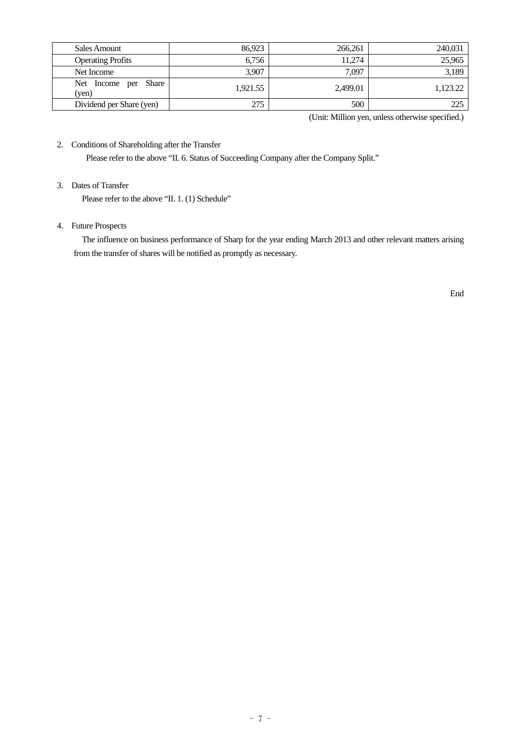| | | | |
|---|---|---|---|
| Sales Amount | 86,923 | 266,261 | 240,031 |
| Operating Profits | 6,756 | 11,274 | 25,965 |
| Net Income | 3,907 | 7,097 | 3,189 |
| Net Income per Share (yen) | 1,921.55 | 2,499.01 | 1,123.22 |
| Dividend per Share (yen) | 275 | 500 | 225 |

(Unit: Million yen, unless otherwise specified.)

2. Conditions of Shareholding after the Transfer

   Please refer to the above "II. 6. Status of Succeeding Company after the Company Split."

3. Dates of Transfer

   Please refer to the above "II. 1. (1) Schedule"

4. Future Prospects

   The influence on business performance of Sharp for the year ending March 2013 and other relevant matters arising from the transfer of shares will be notified as promptly as necessary.

End